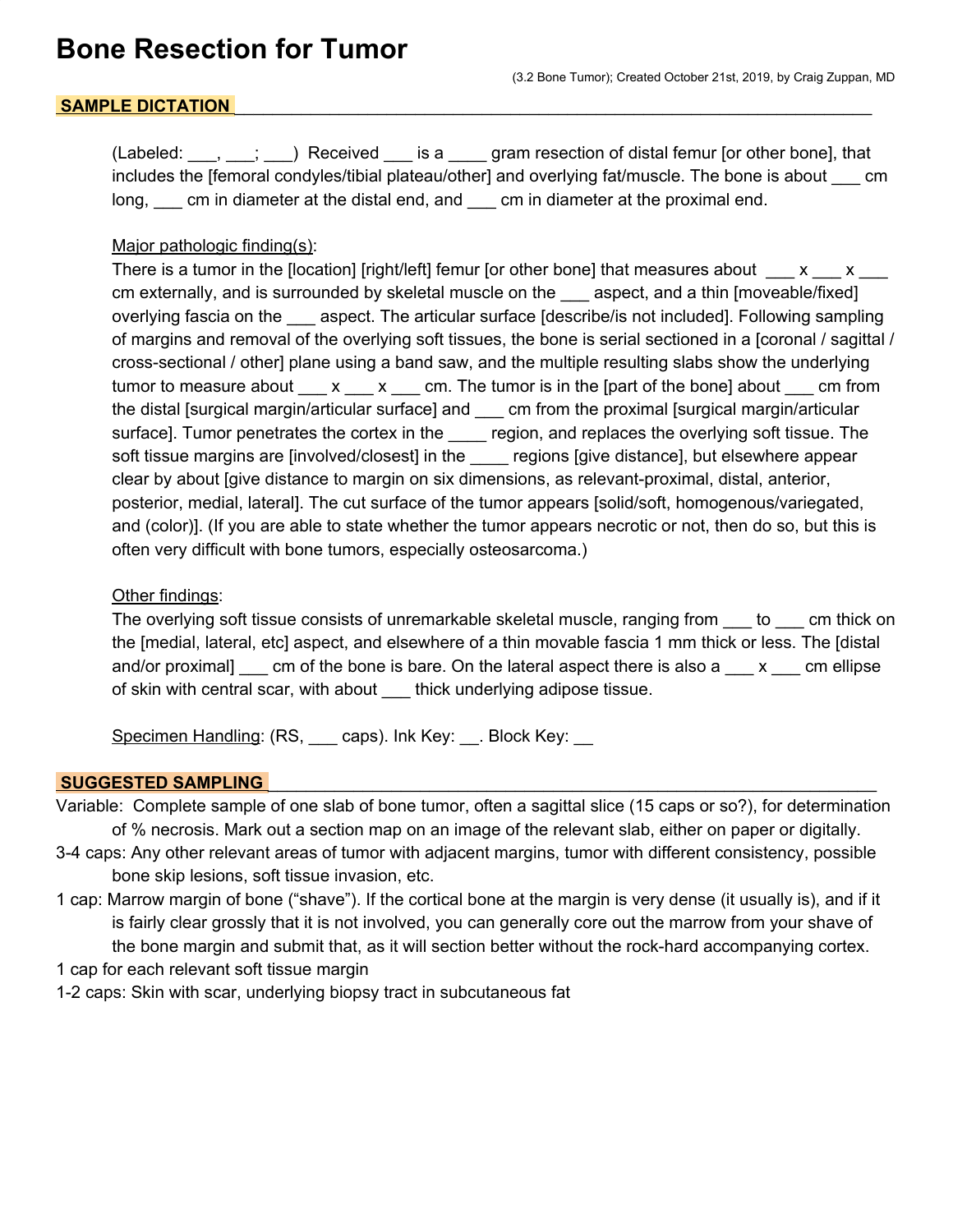# Bone Resection for Tumor

(3.2 Bone Tumor); Created October 21st, 2019, by Craig Zuppan, MD

## SAMPLE DICTATION

(Labeled: ___, ___; ___) Received ___ is a ____ gram resection of distal femur [or other bone], that includes the [femoral condyles/tibial plateau/other] and overlying fat/muscle. The bone is about ___ cm long, ___ cm in diameter at the distal end, and ___ cm in diameter at the proximal end.

Major pathologic finding(s):

There is a tumor in the [location] [right/left] femur [or other bone] that measures about ___ x ___ x ___ cm externally, and is surrounded by skeletal muscle on the ___ aspect, and a thin [moveable/fixed] overlying fascia on the ___ aspect. The articular surface [describe/is not included]. Following sampling of margins and removal of the overlying soft tissues, the bone is serial sectioned in a [coronal / sagittal / cross-sectional / other] plane using a band saw, and the multiple resulting slabs show the underlying tumor to measure about ___ x ___ x ___ cm. The tumor is in the [part of the bone] about ___ cm from the distal [surgical margin/articular surface] and ___ cm from the proximal [surgical margin/articular surface]. Tumor penetrates the cortex in the ____ region, and replaces the overlying soft tissue. The soft tissue margins are [involved/closest] in the ____ regions [give distance], but elsewhere appear clear by about [give distance to margin on six dimensions, as relevant-proximal, distal, anterior, posterior, medial, lateral]. The cut surface of the tumor appears [solid/soft, homogenous/variegated, and (color)]. (If you are able to state whether the tumor appears necrotic or not, then do so, but this is often very difficult with bone tumors, especially osteosarcoma.)

Other findings:

The overlying soft tissue consists of unremarkable skeletal muscle, ranging from ___ to ___ cm thick on the [medial, lateral, etc] aspect, and elsewhere of a thin movable fascia 1 mm thick or less. The [distal and/or proximal] ___ cm of the bone is bare. On the lateral aspect there is also a ___ x ___ cm ellipse of skin with central scar, with about ___ thick underlying adipose tissue.

Specimen Handling: (RS, ___ caps). Ink Key: __. Block Key: __

## SUGGESTED SAMPLING

- Variable: Complete sample of one slab of bone tumor, often a sagittal slice (15 caps or so?), for determination of % necrosis. Mark out a section map on an image of the relevant slab, either on paper or digitally.
- 3-4 caps: Any other relevant areas of tumor with adjacent margins, tumor with different consistency, possible bone skip lesions, soft tissue invasion, etc.
- 1 cap: Marrow margin of bone ("shave"). If the cortical bone at the margin is very dense (it usually is), and if it is fairly clear grossly that it is not involved, you can generally core out the marrow from your shave of the bone margin and submit that, as it will section better without the rock-hard accompanying cortex.
- 1 cap for each relevant soft tissue margin
- 1-2 caps: Skin with scar, underlying biopsy tract in subcutaneous fat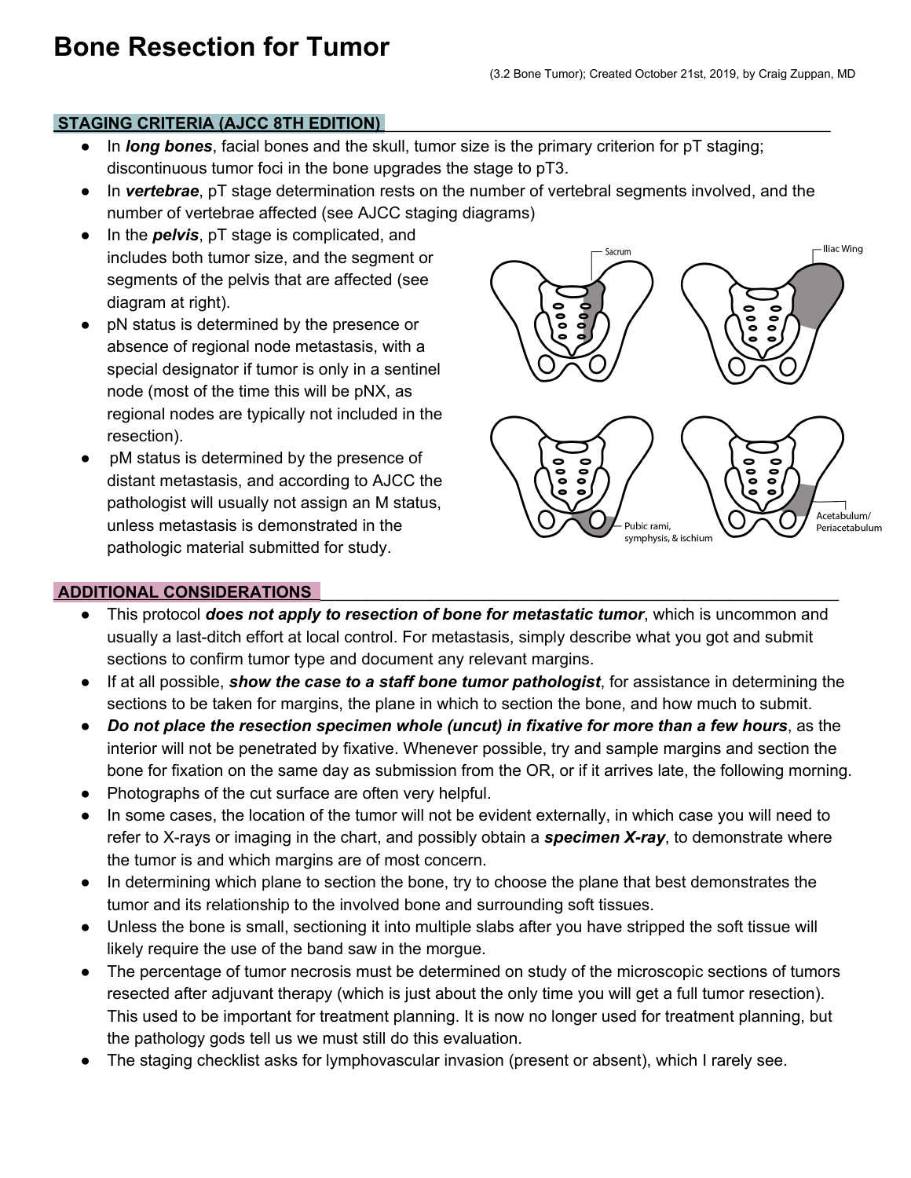# Bone Resection for Tumor

(3.2 Bone Tumor); Created October 21st, 2019, by Craig Zuppan, MD

## STAGING CRITERIA (AJCC 8TH EDITION)

- In ***long bones***, facial bones and the skull, tumor size is the primary criterion for pT staging; discontinuous tumor foci in the bone upgrades the stage to pT3.
- In ***vertebrae***, pT stage determination rests on the number of vertebral segments involved, and the number of vertebrae affected (see AJCC staging diagrams)
- In the ***pelvis***, pT stage is complicated, and includes both tumor size, and the segment or segments of the pelvis that are affected (see diagram at right).
- pN status is determined by the presence or absence of regional node metastasis, with a special designator if tumor is only in a sentinel node (most of the time this will be pNX, as regional nodes are typically not included in the resection).
- pM status is determined by the presence of distant metastasis, and according to AJCC the pathologist will usually not assign an M status, unless metastasis is demonstrated in the pathologic material submitted for study.

Sacrum

Iliac Wing

Pubic rami, symphysis, & ischium

Acetabulum/ Periacetabulum

## ADDITIONAL CONSIDERATIONS

- This protocol ***does not apply to resection of bone for metastatic tumor***, which is uncommon and usually a last-ditch effort at local control. For metastasis, simply describe what you got and submit sections to confirm tumor type and document any relevant margins.
- If at all possible, ***show the case to a staff bone tumor pathologist***, for assistance in determining the sections to be taken for margins, the plane in which to section the bone, and how much to submit.
- ***Do not place the resection specimen whole (uncut) in fixative for more than a few hours***, as the interior will not be penetrated by fixative. Whenever possible, try and sample margins and section the bone for fixation on the same day as submission from the OR, or if it arrives late, the following morning.
- Photographs of the cut surface are often very helpful.
- In some cases, the location of the tumor will not be evident externally, in which case you will need to refer to X-rays or imaging in the chart, and possibly obtain a ***specimen X-ray***, to demonstrate where the tumor is and which margins are of most concern.
- In determining which plane to section the bone, try to choose the plane that best demonstrates the tumor and its relationship to the involved bone and surrounding soft tissues.
- Unless the bone is small, sectioning it into multiple slabs after you have stripped the soft tissue will likely require the use of the band saw in the morgue.
- The percentage of tumor necrosis must be determined on study of the microscopic sections of tumors resected after adjuvant therapy (which is just about the only time you will get a full tumor resection). This used to be important for treatment planning. It is now no longer used for treatment planning, but the pathology gods tell us we must still do this evaluation.
- The staging checklist asks for lymphovascular invasion (present or absent), which I rarely see.